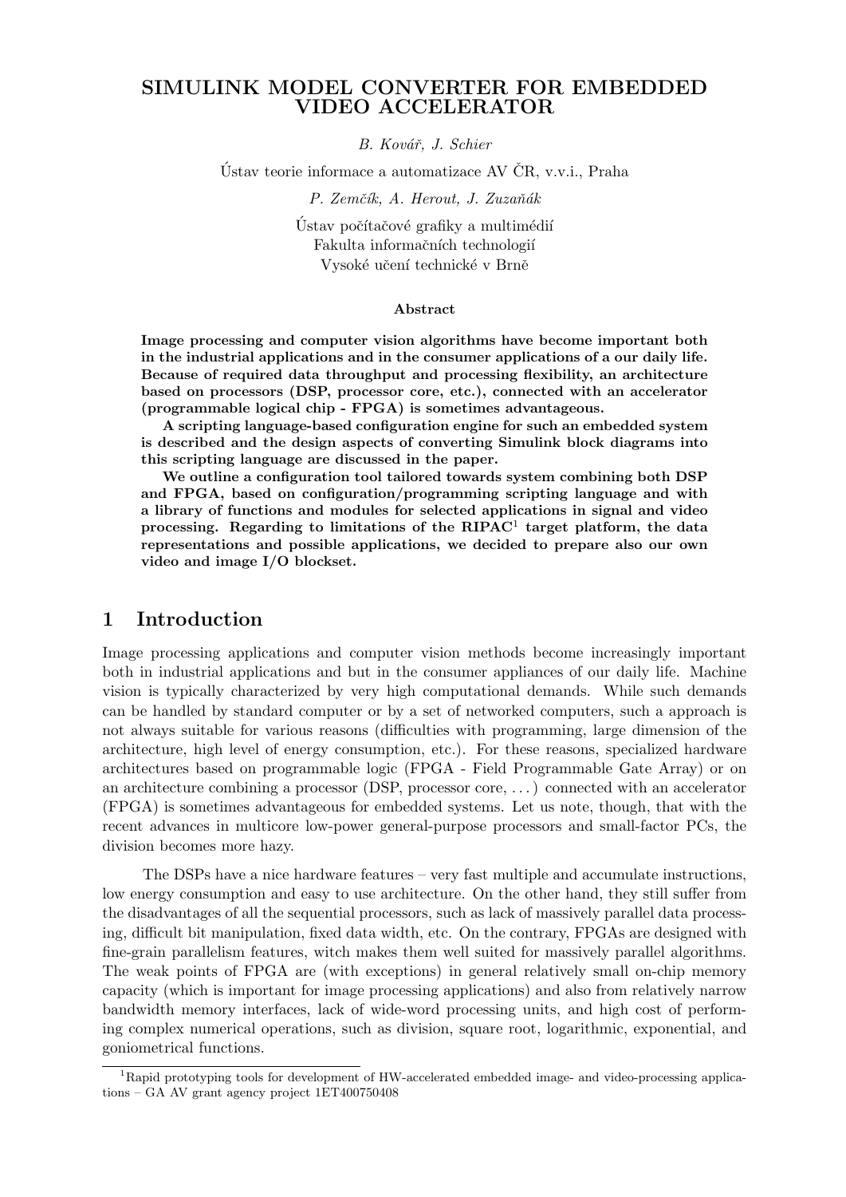# SIMULINK MODEL CONVERTER FOR EMBEDDED VIDEO ACCELERATOR

*B. Kovář, J. Schier*

Ústav teorie informace a automatizace AV ČR, v.v.i., Praha

*P. Zemčík, A. Herout, J. Zuzaňák*

Ústav počítačové grafiky a multimédií
Fakulta informačních technologií
Vysoké učení technické v Brně

### Abstract

**Image processing and computer vision algorithms have become important both in the industrial applications and in the consumer applications of a our daily life. Because of required data throughput and processing flexibility, an architecture based on processors (DSP, processor core, etc.), connected with an accelerator (programmable logical chip - FPGA) is sometimes advantageous.**

**A scripting language-based configuration engine for such an embedded system is described and the design aspects of converting Simulink block diagrams into this scripting language are discussed in the paper.**

**We outline a configuration tool tailored towards system combining both DSP and FPGA, based on configuration/programming scripting language and with a library of functions and modules for selected applications in signal and video processing. Regarding to limitations of the RIPAC[1] target platform, the data representations and possible applications, we decided to prepare also our own video and image I/O blockset.**

## 1 Introduction

Image processing applications and computer vision methods become increasingly important both in industrial applications and but in the consumer appliances of our daily life. Machine vision is typically characterized by very high computational demands. While such demands can be handled by standard computer or by a set of networked computers, such a approach is not always suitable for various reasons (difficulties with programming, large dimension of the architecture, high level of energy consumption, etc.). For these reasons, specialized hardware architectures based on programmable logic (FPGA - Field Programmable Gate Array) or on an architecture combining a processor (DSP, processor core, . . . ) connected with an accelerator (FPGA) is sometimes advantageous for embedded systems. Let us note, though, that with the recent advances in multicore low-power general-purpose processors and small-factor PCs, the division becomes more hazy.

The DSPs have a nice hardware features – very fast multiple and accumulate instructions, low energy consumption and easy to use architecture. On the other hand, they still suffer from the disadvantages of all the sequential processors, such as lack of massively parallel data processing, difficult bit manipulation, fixed data width, etc. On the contrary, FPGAs are designed with fine-grain parallelism features, witch makes them well suited for massively parallel algorithms. The weak points of FPGA are (with exceptions) in general relatively small on-chip memory capacity (which is important for image processing applications) and also from relatively narrow bandwidth memory interfaces, lack of wide-word processing units, and high cost of performing complex numerical operations, such as division, square root, logarithmic, exponential, and goniometrical functions.

[1] Rapid prototyping tools for development of HW-accelerated embedded image- and video-processing applications – GA AV grant agency project 1ET400750408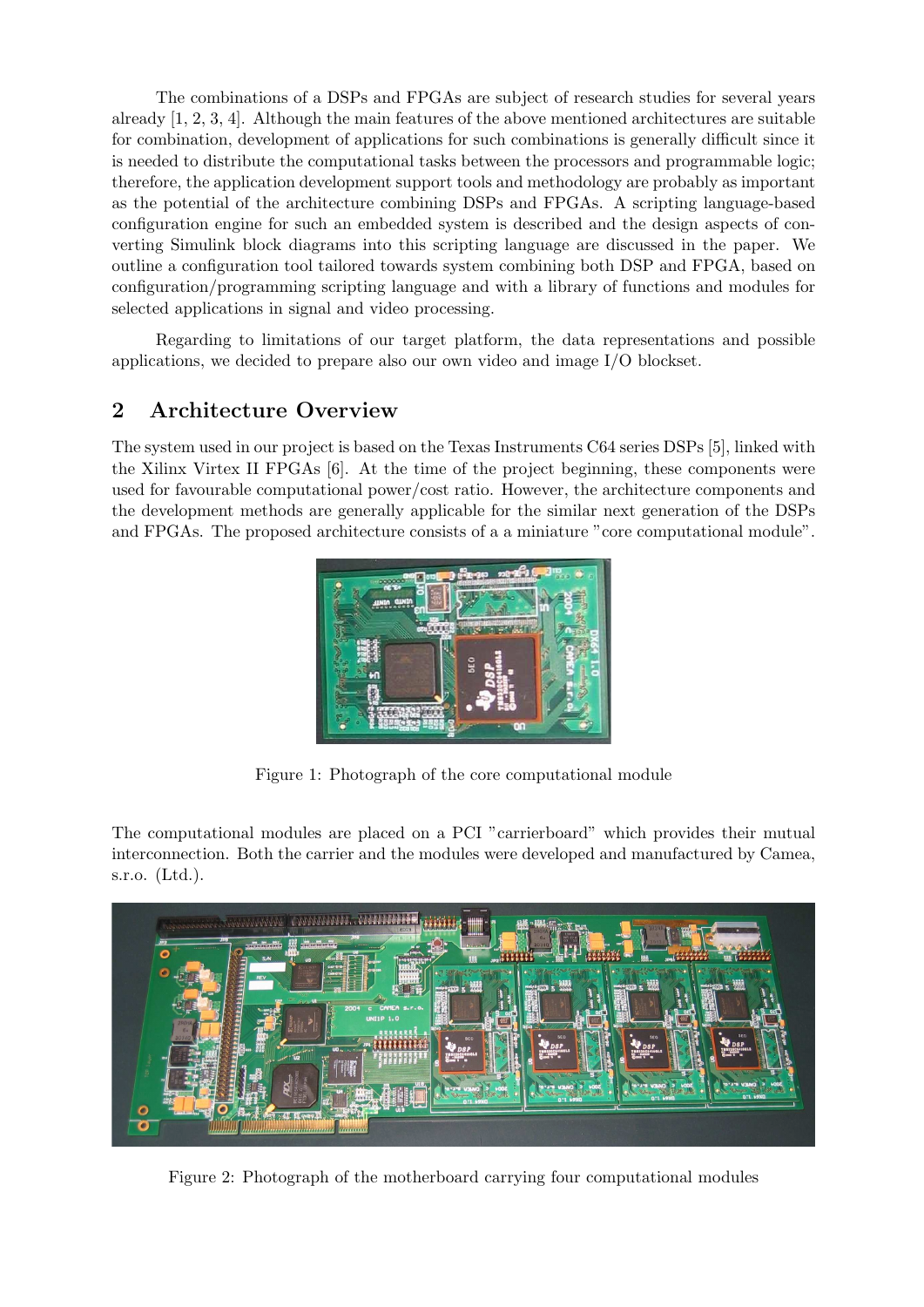The combinations of a DSPs and FPGAs are subject of research studies for several years already [1, 2, 3, 4]. Although the main features of the above mentioned architectures are suitable for combination, development of applications for such combinations is generally difficult since it is needed to distribute the computational tasks between the processors and programmable logic; therefore, the application development support tools and methodology are probably as important as the potential of the architecture combining DSPs and FPGAs. A scripting language-based configuration engine for such an embedded system is described and the design aspects of converting Simulink block diagrams into this scripting language are discussed in the paper. We outline a configuration tool tailored towards system combining both DSP and FPGA, based on configuration/programming scripting language and with a library of functions and modules for selected applications in signal and video processing.

Regarding to limitations of our target platform, the data representations and possible applications, we decided to prepare also our own video and image I/O blockset.

## 2 Architecture Overview

The system used in our project is based on the Texas Instruments C64 series DSPs [5], linked with the Xilinx Virtex II FPGAs [6]. At the time of the project beginning, these components were used for favourable computational power/cost ratio. However, the architecture components and the development methods are generally applicable for the similar next generation of the DSPs and FPGAs. The proposed architecture consists of a a miniature "core computational module".

Figure 1: Photograph of the core computational module

The computational modules are placed on a PCI "carrierboard" which provides their mutual interconnection. Both the carrier and the modules were developed and manufactured by Camea, s.r.o. (Ltd.).

Figure 2: Photograph of the motherboard carrying four computational modules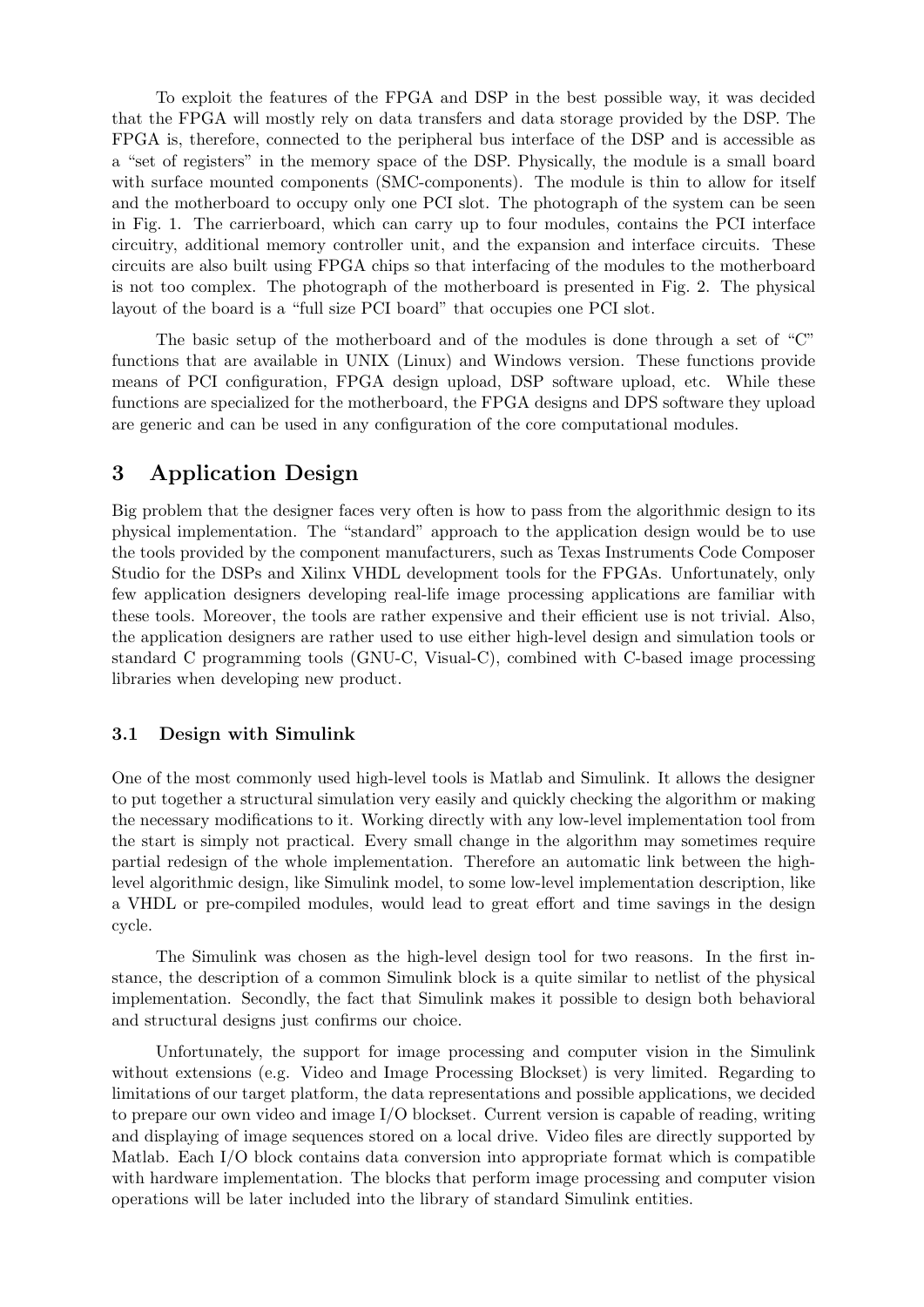To exploit the features of the FPGA and DSP in the best possible way, it was decided that the FPGA will mostly rely on data transfers and data storage provided by the DSP. The FPGA is, therefore, connected to the peripheral bus interface of the DSP and is accessible as a "set of registers" in the memory space of the DSP. Physically, the module is a small board with surface mounted components (SMC-components). The module is thin to allow for itself and the motherboard to occupy only one PCI slot. The photograph of the system can be seen in Fig. 1. The carrierboard, which can carry up to four modules, contains the PCI interface circuitry, additional memory controller unit, and the expansion and interface circuits. These circuits are also built using FPGA chips so that interfacing of the modules to the motherboard is not too complex. The photograph of the motherboard is presented in Fig. 2. The physical layout of the board is a "full size PCI board" that occupies one PCI slot.

The basic setup of the motherboard and of the modules is done through a set of "C" functions that are available in UNIX (Linux) and Windows version. These functions provide means of PCI configuration, FPGA design upload, DSP software upload, etc. While these functions are specialized for the motherboard, the FPGA designs and DPS software they upload are generic and can be used in any configuration of the core computational modules.

## 3 Application Design

Big problem that the designer faces very often is how to pass from the algorithmic design to its physical implementation. The "standard" approach to the application design would be to use the tools provided by the component manufacturers, such as Texas Instruments Code Composer Studio for the DSPs and Xilinx VHDL development tools for the FPGAs. Unfortunately, only few application designers developing real-life image processing applications are familiar with these tools. Moreover, the tools are rather expensive and their efficient use is not trivial. Also, the application designers are rather used to use either high-level design and simulation tools or standard C programming tools (GNU-C, Visual-C), combined with C-based image processing libraries when developing new product.

### 3.1 Design with Simulink

One of the most commonly used high-level tools is Matlab and Simulink. It allows the designer to put together a structural simulation very easily and quickly checking the algorithm or making the necessary modifications to it. Working directly with any low-level implementation tool from the start is simply not practical. Every small change in the algorithm may sometimes require partial redesign of the whole implementation. Therefore an automatic link between the high-level algorithmic design, like Simulink model, to some low-level implementation description, like a VHDL or pre-compiled modules, would lead to great effort and time savings in the design cycle.

The Simulink was chosen as the high-level design tool for two reasons. In the first instance, the description of a common Simulink block is a quite similar to netlist of the physical implementation. Secondly, the fact that Simulink makes it possible to design both behavioral and structural designs just confirms our choice.

Unfortunately, the support for image processing and computer vision in the Simulink without extensions (e.g. Video and Image Processing Blockset) is very limited. Regarding to limitations of our target platform, the data representations and possible applications, we decided to prepare our own video and image I/O blockset. Current version is capable of reading, writing and displaying of image sequences stored on a local drive. Video files are directly supported by Matlab. Each I/O block contains data conversion into appropriate format which is compatible with hardware implementation. The blocks that perform image processing and computer vision operations will be later included into the library of standard Simulink entities.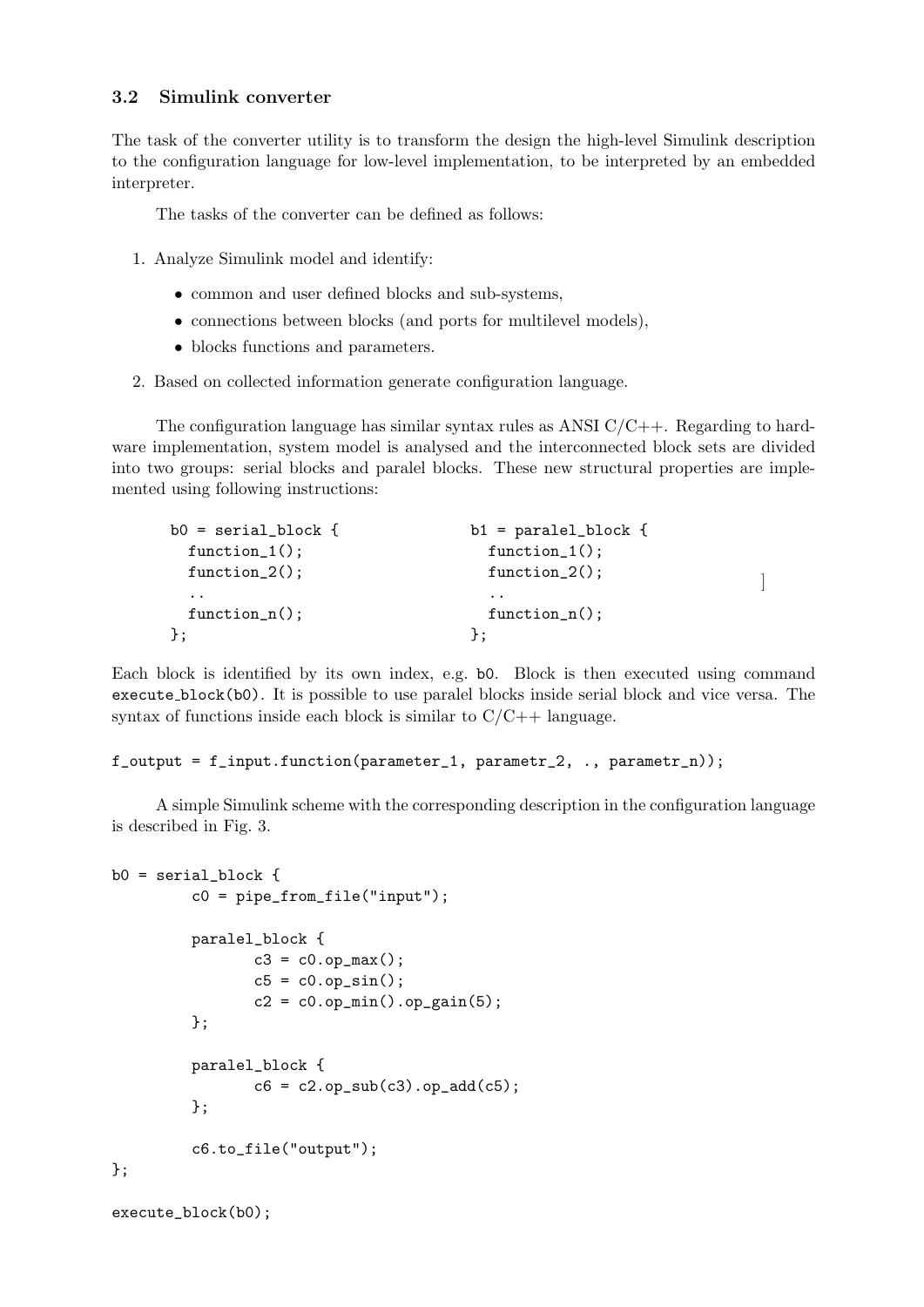### 3.2 Simulink converter

The task of the converter utility is to transform the design the high-level Simulink description to the configuration language for low-level implementation, to be interpreted by an embedded interpreter.

The tasks of the converter can be defined as follows:

1. Analyze Simulink model and identify:
   - common and user defined blocks and sub-systems,
   - connections between blocks (and ports for multilevel models),
   - blocks functions and parameters.
2. Based on collected information generate configuration language.

The configuration language has similar syntax rules as ANSI C/C++. Regarding to hardware implementation, system model is analysed and the interconnected block sets are divided into two groups: serial blocks and paralel blocks. These new structural properties are implemented using following instructions:

```
b0 = serial_block {
  function_1();
  function_2();
  ..
  function_n();
};
```

```
b1 = paralel_block {
  function_1();
  function_2();
  ..
  function_n();
};
```

Each block is identified by its own index, e.g. `b0`. Block is then executed using command `execute_block(b0)`. It is possible to use paralel blocks inside serial block and vice versa. The syntax of functions inside each block is similar to C/C++ language.

```
f_output = f_input.function(parameter_1, parametr_2, ., parametr_n));
```

A simple Simulink scheme with the corresponding description in the configuration language is described in Fig. 3.

```
b0 = serial_block {
        c0 = pipe_from_file("input");

        paralel_block {
               c3 = c0.op_max();
               c5 = c0.op_sin();
               c2 = c0.op_min().op_gain(5);
        };

        paralel_block {
               c6 = c2.op_sub(c3).op_add(c5);
        };

        c6.to_file("output");
};

execute_block(b0);
```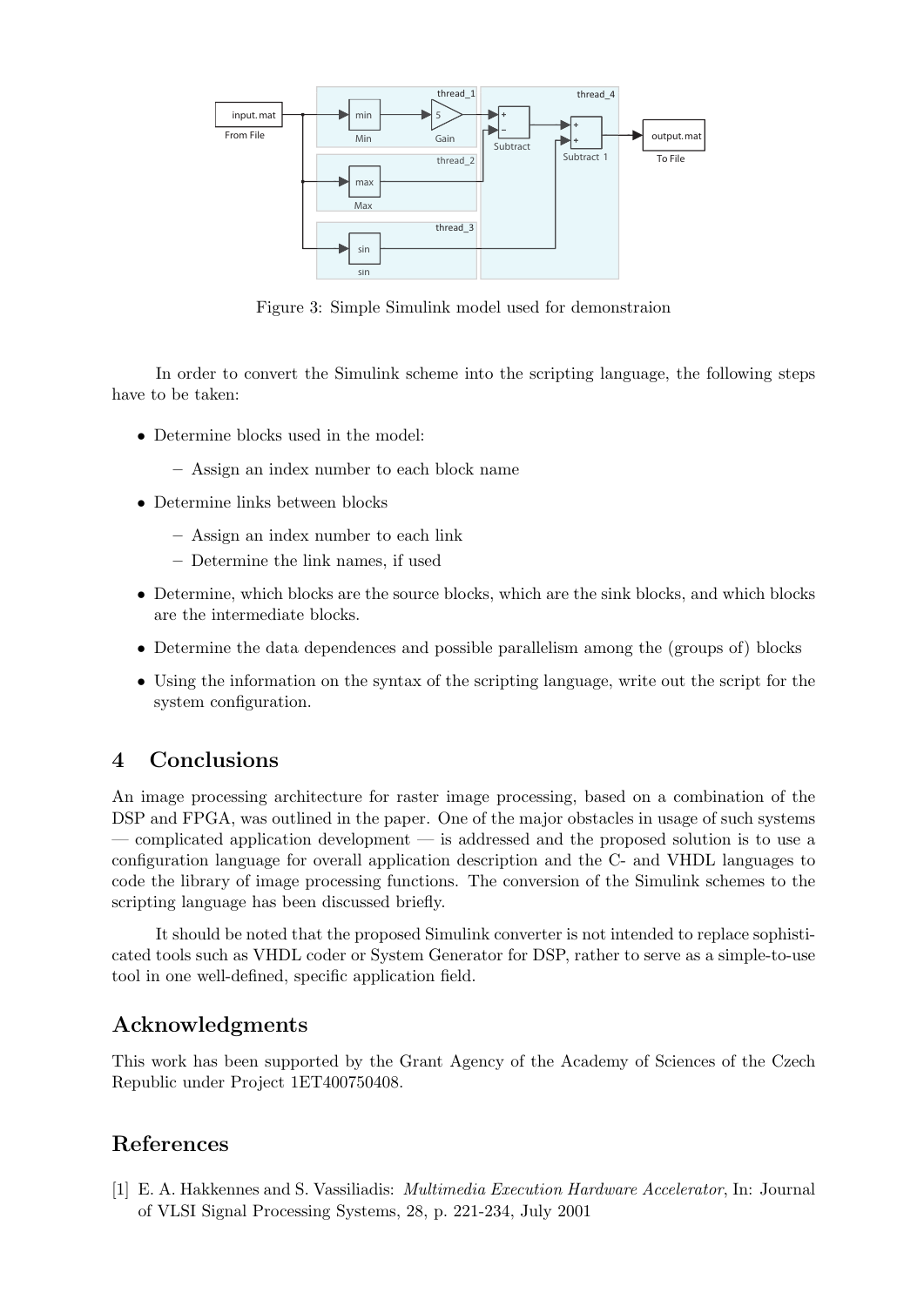Figure 3: Simple Simulink model used for demonstraion

In order to convert the Simulink scheme into the scripting language, the following steps have to be taken:

- Determine blocks used in the model:
  - Assign an index number to each block name
- Determine links between blocks
  - Assign an index number to each link
  - Determine the link names, if used
- Determine, which blocks are the source blocks, which are the sink blocks, and which blocks are the intermediate blocks.
- Determine the data dependences and possible parallelism among the (groups of) blocks
- Using the information on the syntax of the scripting language, write out the script for the system configuration.

## 4 Conclusions

An image processing architecture for raster image processing, based on a combination of the DSP and FPGA, was outlined in the paper. One of the major obstacles in usage of such systems — complicated application development — is addressed and the proposed solution is to use a configuration language for overall application description and the C- and VHDL languages to code the library of image processing functions. The conversion of the Simulink schemes to the scripting language has been discussed briefly.

It should be noted that the proposed Simulink converter is not intended to replace sophisticated tools such as VHDL coder or System Generator for DSP, rather to serve as a simple-to-use tool in one well-defined, specific application field.

## Acknowledgments

This work has been supported by the Grant Agency of the Academy of Sciences of the Czech Republic under Project 1ET400750408.

## References

[1] E. A. Hakkennes and S. Vassiliadis: *Multimedia Execution Hardware Accelerator*, In: Journal of VLSI Signal Processing Systems, 28, p. 221-234, July 2001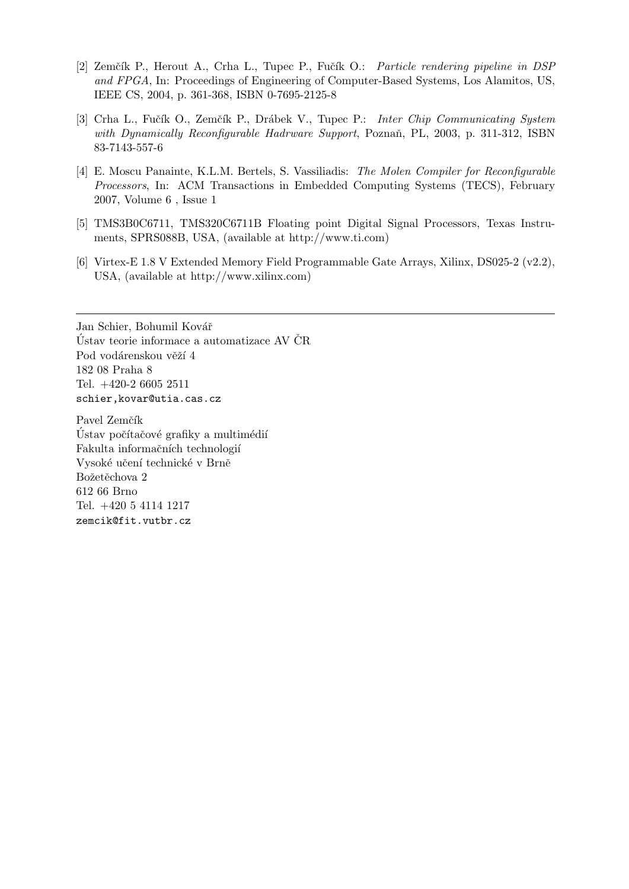[2] Zemčík P., Herout A., Crha L., Tupec P., Fučík O.: *Particle rendering pipeline in DSP and FPGA*, In: Proceedings of Engineering of Computer-Based Systems, Los Alamitos, US, IEEE CS, 2004, p. 361-368, ISBN 0-7695-2125-8

[3] Crha L., Fučík O., Zemčík P., Drábek V., Tupec P.: *Inter Chip Communicating System with Dynamically Reconfigurable Hadrware Support*, Poznaň, PL, 2003, p. 311-312, ISBN 83-7143-557-6

[4] E. Moscu Panainte, K.L.M. Bertels, S. Vassiliadis: *The Molen Compiler for Reconfigurable Processors*, In: ACM Transactions in Embedded Computing Systems (TECS), February 2007, Volume 6 , Issue 1

[5] TMS3B0C6711, TMS320C6711B Floating point Digital Signal Processors, Texas Instruments, SPRS088B, USA, (available at http://www.ti.com)

[6] Virtex-E 1.8 V Extended Memory Field Programmable Gate Arrays, Xilinx, DS025-2 (v2.2), USA, (available at http://www.xilinx.com)

---

Jan Schier, Bohumil Kovář
Ústav teorie informace a automatizace AV ČR
Pod vodárenskou věží 4
182 08 Praha 8
Tel. +420-2 6605 2511
`schier,kovar@utia.cas.cz`

Pavel Zemčík
Ústav počítačové grafiky a multimédií
Fakulta informačních technologií
Vysoké učení technické v Brně
Božetěchova 2
612 66 Brno
Tel. +420 5 4114 1217
`zemcik@fit.vutbr.cz`